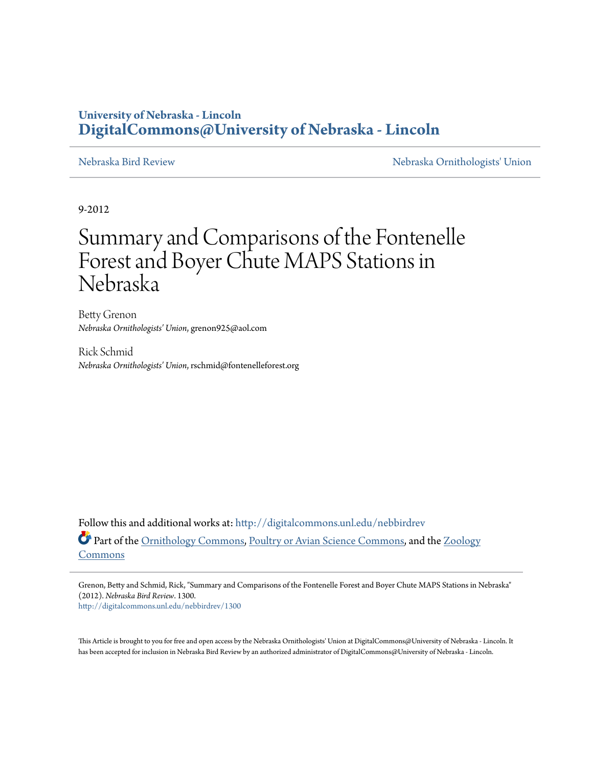**University of Nebraska - Lincoln**
**DigitalCommons@University of Nebraska - Lincoln**

Nebraska Bird Review | Nebraska Ornithologists' Union

9-2012

# Summary and Comparisons of the Fontenelle Forest and Boyer Chute MAPS Stations in Nebraska

Betty Grenon
*Nebraska Ornithologists' Union*, grenon925@aol.com

Rick Schmid
*Nebraska Ornithologists' Union*, rschmid@fontenelleforest.org

Follow this and additional works at: http://digitalcommons.unl.edu/nebbirdrev

Part of the Ornithology Commons, Poultry or Avian Science Commons, and the Zoology Commons

Grenon, Betty and Schmid, Rick, "Summary and Comparisons of the Fontenelle Forest and Boyer Chute MAPS Stations in Nebraska" (2012). *Nebraska Bird Review*. 1300.
http://digitalcommons.unl.edu/nebbirdrev/1300

This Article is brought to you for free and open access by the Nebraska Ornithologists' Union at DigitalCommons@University of Nebraska - Lincoln. It has been accepted for inclusion in Nebraska Bird Review by an authorized administrator of DigitalCommons@University of Nebraska - Lincoln.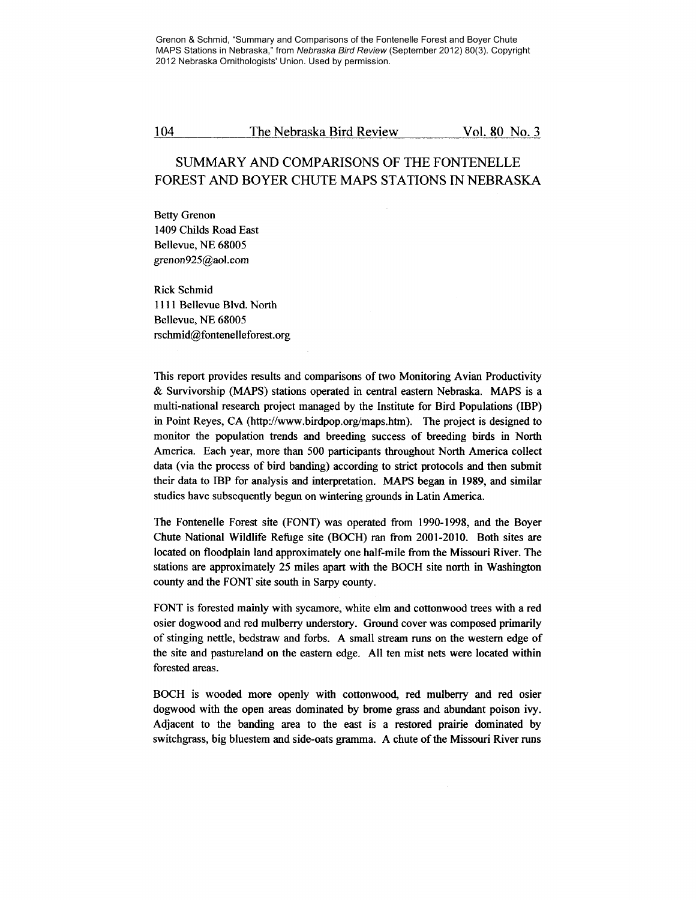Grenon & Schmid, "Summary and Comparisons of the Fontenelle Forest and Boyer Chute MAPS Stations in Nebraska," from *Nebraska Bird Review* (September 2012) 80(3). Copyright 2012 Nebraska Ornithologists' Union. Used by permission.

# SUMMARY AND COMPARISONS OF THE FONTENELLE FOREST AND BOYER CHUTE MAPS STATIONS IN NEBRASKA

Betty Grenon
1409 Childs Road East
Bellevue, NE 68005
grenon925@aol.com

Rick Schmid
1111 Bellevue Blvd. North
Bellevue, NE 68005
rschmid@fontenelleforest.org

This report provides results and comparisons of two Monitoring Avian Productivity & Survivorship (MAPS) stations operated in central eastern Nebraska. MAPS is a multi-national research project managed by the Institute for Bird Populations (IBP) in Point Reyes, CA (http://www.birdpop.org/maps.htm). The project is designed to monitor the population trends and breeding success of breeding birds in North America. Each year, more than 500 participants throughout North America collect data (via the process of bird banding) according to strict protocols and then submit their data to IBP for analysis and interpretation. MAPS began in 1989, and similar studies have subsequently begun on wintering grounds in Latin America.

The Fontenelle Forest site (FONT) was operated from 1990-1998, and the Boyer Chute National Wildlife Refuge site (BOCH) ran from 2001-2010. Both sites are located on floodplain land approximately one half-mile from the Missouri River. The stations are approximately 25 miles apart with the BOCH site north in Washington county and the FONT site south in Sarpy county.

FONT is forested mainly with sycamore, white elm and cottonwood trees with a red osier dogwood and red mulberry understory. Ground cover was composed primarily of stinging nettle, bedstraw and forbs. A small stream runs on the western edge of the site and pastureland on the eastern edge. All ten mist nets were located within forested areas.

BOCH is wooded more openly with cottonwood, red mulberry and red osier dogwood with the open areas dominated by brome grass and abundant poison ivy. Adjacent to the banding area to the east is a restored prairie dominated by switchgrass, big bluestem and side-oats gramma. A chute of the Missouri River runs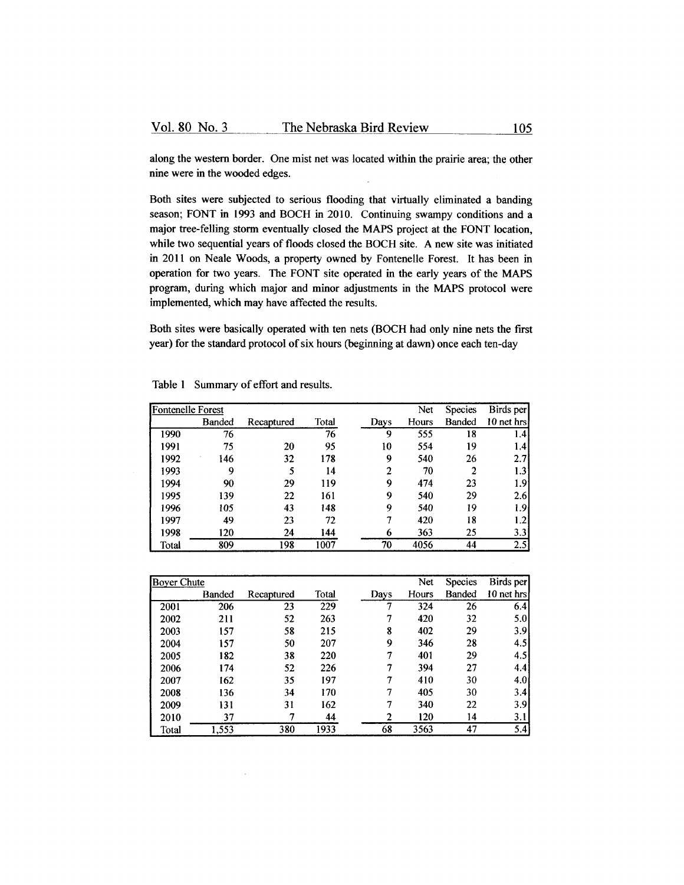along the western border. One mist net was located within the prairie area; the other nine were in the wooded edges.

Both sites were subjected to serious flooding that virtually eliminated a banding season; FONT in 1993 and BOCH in 2010. Continuing swampy conditions and a major tree-felling storm eventually closed the MAPS project at the FONT location, while two sequential years of floods closed the BOCH site. A new site was initiated in 2011 on Neale Woods, a property owned by Fontenelle Forest. It has been in operation for two years. The FONT site operated in the early years of the MAPS program, during which major and minor adjustments in the MAPS protocol were implemented, which may have affected the results.

Both sites were basically operated with ten nets (BOCH had only nine nets the first year) for the standard protocol of six hours (beginning at dawn) once each ten-day

Table 1 Summary of effort and results.

| Fontenelle Forest | Banded | Recaptured | Total | Days | Net Hours | Species Banded | Birds per 10 net hrs |
|---|---|---|---|---|---|---|---|
| 1990 | 76 | | 76 | 9 | 555 | 18 | 1.4 |
| 1991 | 75 | 20 | 95 | 10 | 554 | 19 | 1.4 |
| 1992 | 146 | 32 | 178 | 9 | 540 | 26 | 2.7 |
| 1993 | 9 | 5 | 14 | 2 | 70 | 2 | 1.3 |
| 1994 | 90 | 29 | 119 | 9 | 474 | 23 | 1.9 |
| 1995 | 139 | 22 | 161 | 9 | 540 | 29 | 2.6 |
| 1996 | 105 | 43 | 148 | 9 | 540 | 19 | 1.9 |
| 1997 | 49 | 23 | 72 | 7 | 420 | 18 | 1.2 |
| 1998 | 120 | 24 | 144 | 6 | 363 | 25 | 3.3 |
| Total | 809 | 198 | 1007 | 70 | 4056 | 44 | 2.5 |

| Boyer Chute | Banded | Recaptured | Total | Days | Net Hours | Species Banded | Birds per 10 net hrs |
|---|---|---|---|---|---|---|---|
| 2001 | 206 | 23 | 229 | 7 | 324 | 26 | 6.4 |
| 2002 | 211 | 52 | 263 | 7 | 420 | 32 | 5.0 |
| 2003 | 157 | 58 | 215 | 8 | 402 | 29 | 3.9 |
| 2004 | 157 | 50 | 207 | 9 | 346 | 28 | 4.5 |
| 2005 | 182 | 38 | 220 | 7 | 401 | 29 | 4.5 |
| 2006 | 174 | 52 | 226 | 7 | 394 | 27 | 4.4 |
| 2007 | 162 | 35 | 197 | 7 | 410 | 30 | 4.0 |
| 2008 | 136 | 34 | 170 | 7 | 405 | 30 | 3.4 |
| 2009 | 131 | 31 | 162 | 7 | 340 | 22 | 3.9 |
| 2010 | 37 | 7 | 44 | 2 | 120 | 14 | 3.1 |
| Total | 1,553 | 380 | 1933 | 68 | 3563 | 47 | 5.4 |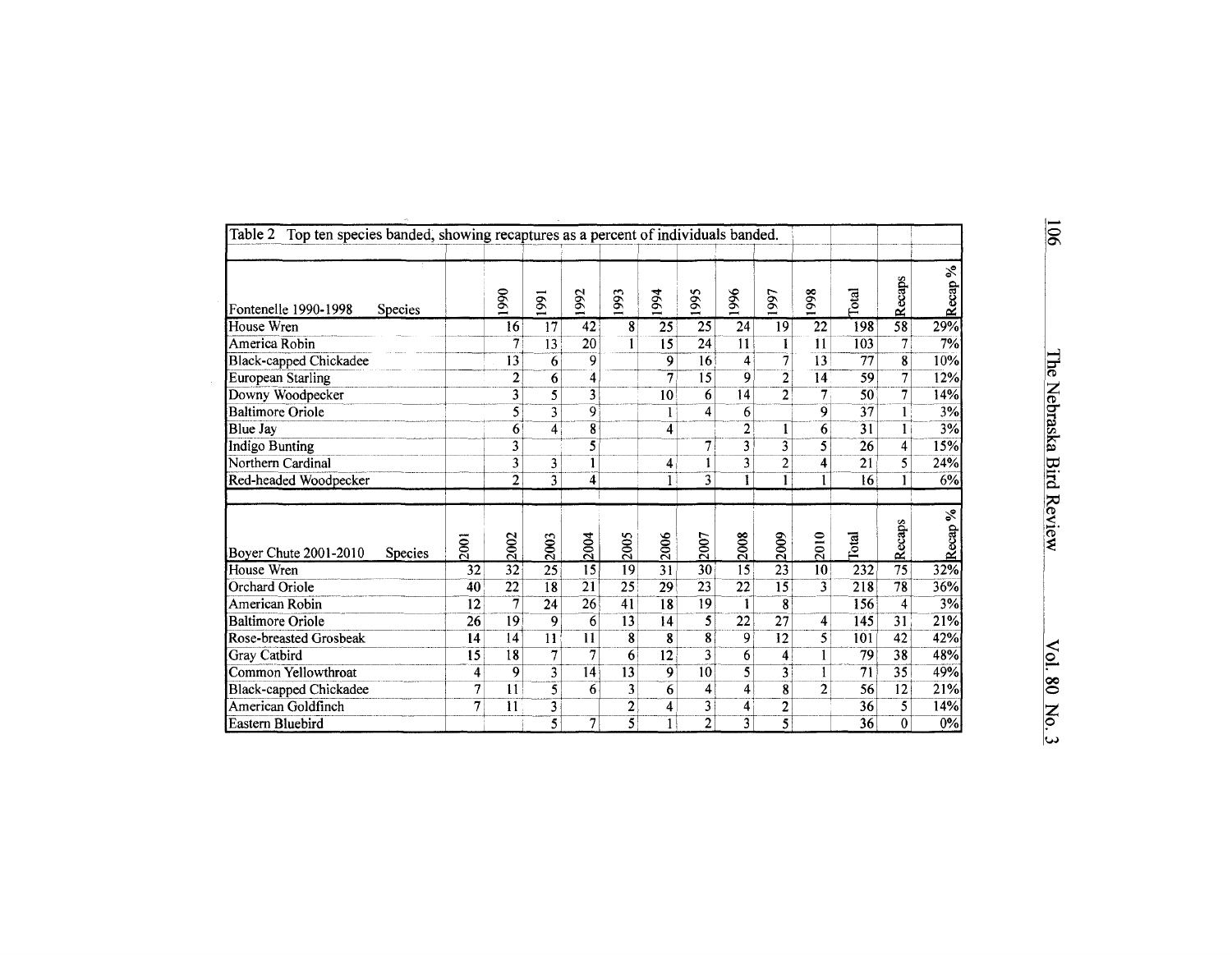Table 2 Top ten species banded, showing recaptures as a percent of individuals banded.

| Fontenelle 1990-1998 Species | | 1990 | 1991 | 1992 | 1993 | 1994 | 1995 | 1996 | 1997 | 1998 | Total | Recaps | Recap % |
|---|---|---|---|---|---|---|---|---|---|---|---|---|---|
| House Wren | | 16 | 17 | 42 | 8 | 25 | 25 | 24 | 19 | 22 | 198 | 58 | 29% |
| America Robin | | 7 | 13 | 20 | 1 | 15 | 24 | 11 | 1 | 11 | 103 | 7 | 7% |
| Black-capped Chickadee | | 13 | 6 | 9 | | 9 | 16 | 4 | 7 | 13 | 77 | 8 | 10% |
| European Starling | | 2 | 6 | 4 | | 7 | 15 | 9 | 2 | 14 | 59 | 7 | 12% |
| Downy Woodpecker | | 3 | 5 | 3 | | 10 | 6 | 14 | 2 | 7 | 50 | 7 | 14% |
| Baltimore Oriole | | 5 | 3 | 9 | | 1 | 4 | 6 | | 9 | 37 | 1 | 3% |
| Blue Jay | | 6 | 4 | 8 | | 4 | | 2 | 1 | 6 | 31 | 1 | 3% |
| Indigo Bunting | | 3 | | 5 | | | 7 | 3 | 3 | 5 | 26 | 4 | 15% |
| Northern Cardinal | | 3 | 3 | 1 | | 4 | 1 | 3 | 2 | 4 | 21 | 5 | 24% |
| Red-headed Woodpecker | | 2 | 3 | 4 | | 1 | 3 | 1 | 1 | 1 | 16 | 1 | 6% |
| | | | | | | | | | | | | | |
| **Boyer Chute 2001-2010 Species** | **2001** | **2002** | **2003** | **2004** | **2005** | **2006** | **2007** | **2008** | **2009** | **2010** | **Total** | **Recaps** | **Recap %** |
| House Wren | 32 | 32 | 25 | 15 | 19 | 31 | 30 | 15 | 23 | 10 | 232 | 75 | 32% |
| Orchard Oriole | 40 | 22 | 18 | 21 | 25 | 29 | 23 | 22 | 15 | 3 | 218 | 78 | 36% |
| American Robin | 12 | 7 | 24 | 26 | 41 | 18 | 19 | 1 | 8 | | 156 | 4 | 3% |
| Baltimore Oriole | 26 | 19 | 9 | 6 | 13 | 14 | 5 | 22 | 27 | 4 | 145 | 31 | 21% |
| Rose-breasted Grosbeak | 14 | 14 | 11 | 11 | 8 | 8 | 8 | 9 | 12 | 5 | 101 | 42 | 42% |
| Gray Catbird | 15 | 18 | 7 | 7 | 6 | 12 | 3 | 6 | 4 | 1 | 79 | 38 | 48% |
| Common Yellowthroat | 4 | 9 | 3 | 14 | 13 | 9 | 10 | 5 | 3 | 1 | 71 | 35 | 49% |
| Black-capped Chickadee | 7 | 11 | 5 | 6 | 3 | 6 | 4 | 4 | 8 | 2 | 56 | 12 | 21% |
| American Goldfinch | 7 | 11 | 3 | | 2 | 4 | 3 | 4 | 2 | | 36 | 5 | 14% |
| Eastern Bluebird | | | 5 | 7 | 5 | 1 | 2 | 3 | 5 | | 36 | 0 | 0% |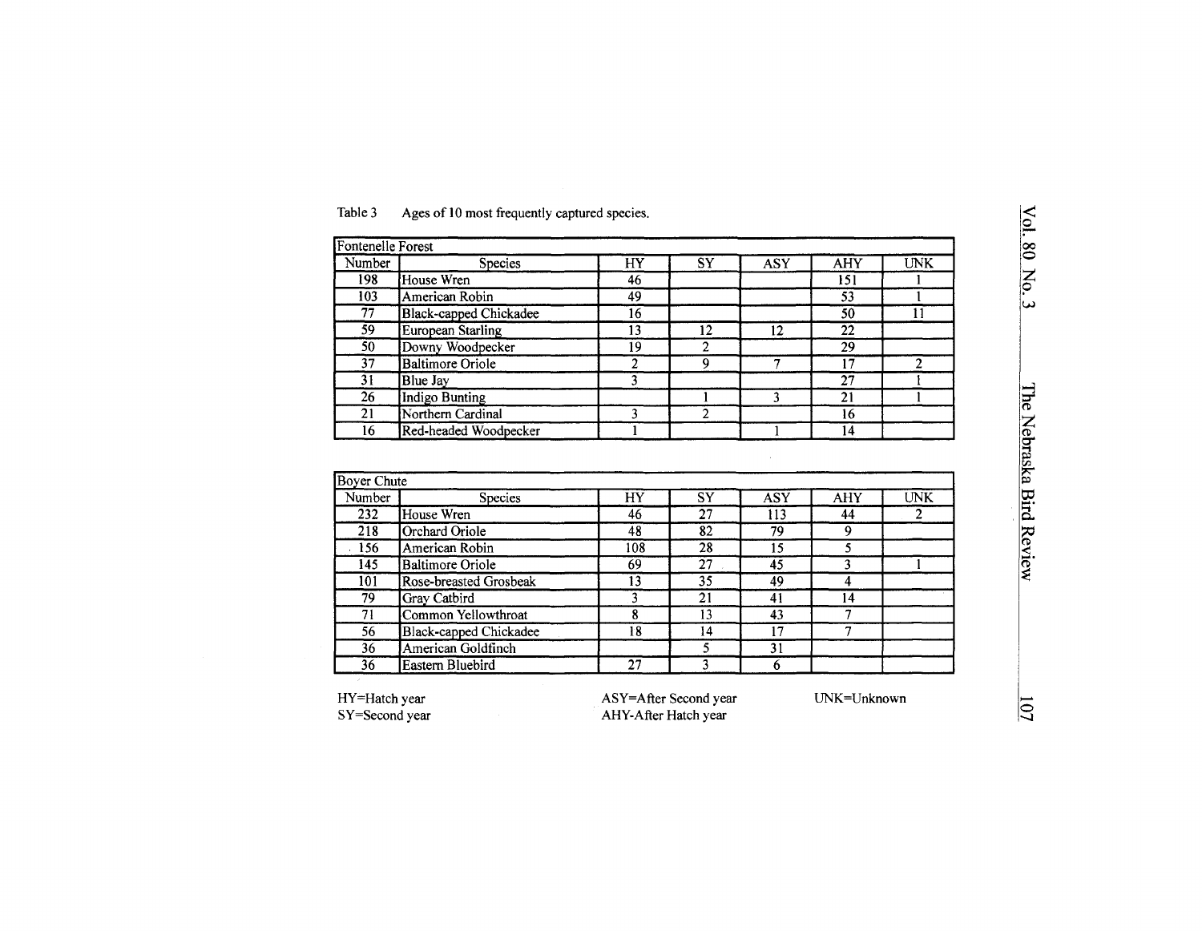Table 3 Ages of 10 most frequently captured species.

| Fontenelle Forest | | | | | | |
|---|---|---|---|---|---|---|
| Number | Species | HY | SY | ASY | AHY | UNK |
| 198 | House Wren | 46 | | | 151 | 1 |
| 103 | American Robin | 49 | | | 53 | 1 |
| 77 | Black-capped Chickadee | 16 | | | 50 | 11 |
| 59 | European Starling | 13 | 12 | 12 | 22 | |
| 50 | Downy Woodpecker | 19 | 2 | | 29 | |
| 37 | Baltimore Oriole | 2 | 9 | 7 | 17 | 2 |
| 31 | Blue Jay | 3 | | | 27 | 1 |
| 26 | Indigo Bunting | | 1 | 3 | 21 | 1 |
| 21 | Northern Cardinal | 3 | 2 | | 16 | |
| 16 | Red-headed Woodpecker | 1 | | 1 | 14 | |

| Boyer Chute | | | | | | |
|---|---|---|---|---|---|---|
| Number | Species | HY | SY | ASY | AHY | UNK |
| 232 | House Wren | 46 | 27 | 113 | 44 | 2 |
| 218 | Orchard Oriole | 48 | 82 | 79 | 9 | |
| 156 | American Robin | 108 | 28 | 15 | 5 | |
| 145 | Baltimore Oriole | 69 | 27 | 45 | 3 | 1 |
| 101 | Rose-breasted Grosbeak | 13 | 35 | 49 | 4 | |
| 79 | Gray Catbird | 3 | 21 | 41 | 14 | |
| 71 | Common Yellowthroat | 8 | 13 | 43 | 7 | |
| 56 | Black-capped Chickadee | 18 | 14 | 17 | 7 | |
| 36 | American Goldfinch | | 5 | 31 | | |
| 36 | Eastern Bluebird | 27 | 3 | 6 | | |

HY=Hatch year
SY=Second year
ASY=After Second year
AHY-After Hatch year
UNK=Unknown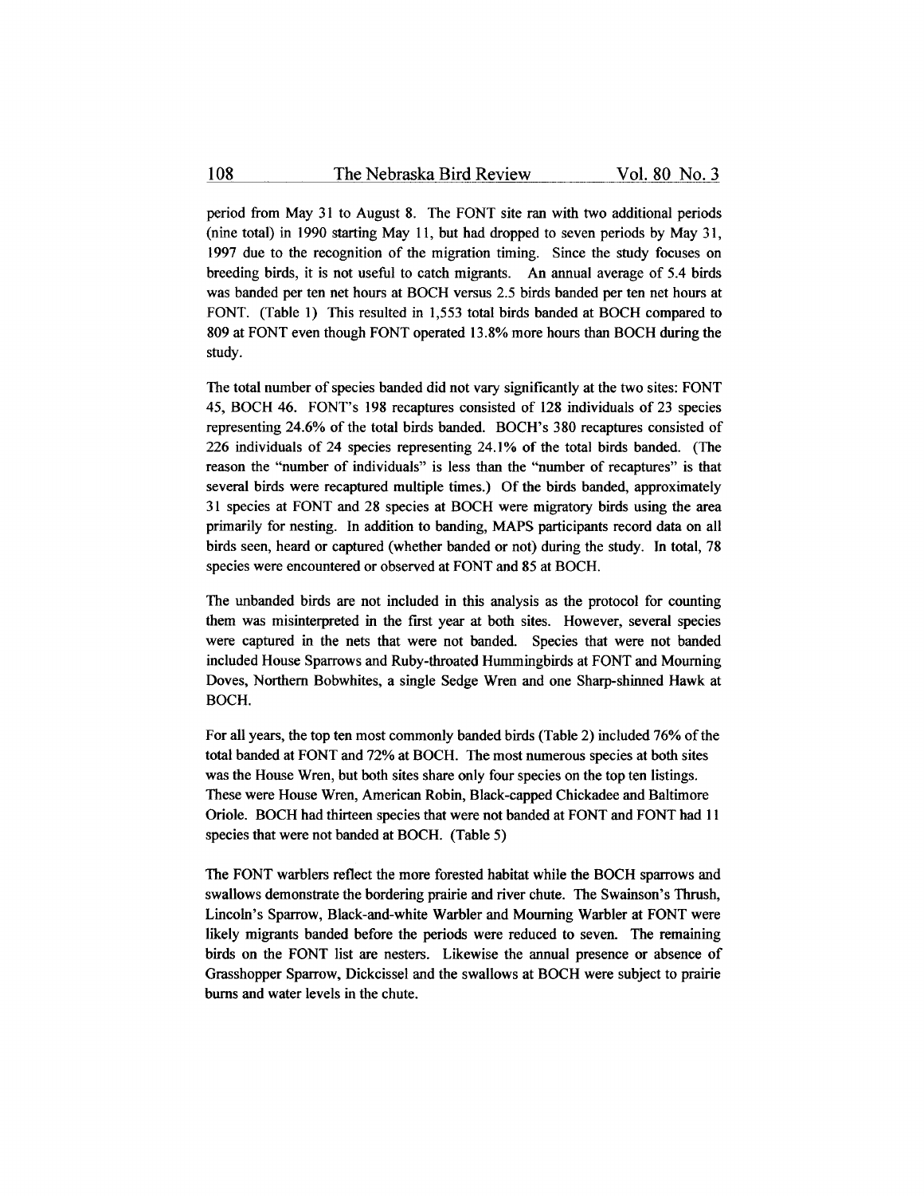period from May 31 to August 8. The FONT site ran with two additional periods (nine total) in 1990 starting May 11, but had dropped to seven periods by May 31, 1997 due to the recognition of the migration timing. Since the study focuses on breeding birds, it is not useful to catch migrants. An annual average of 5.4 birds was banded per ten net hours at BOCH versus 2.5 birds banded per ten net hours at FONT. (Table 1) This resulted in 1,553 total birds banded at BOCH compared to 809 at FONT even though FONT operated 13.8% more hours than BOCH during the study.

The total number of species banded did not vary significantly at the two sites: FONT 45, BOCH 46. FONT's 198 recaptures consisted of 128 individuals of 23 species representing 24.6% of the total birds banded. BOCH's 380 recaptures consisted of 226 individuals of 24 species representing 24.1% of the total birds banded. (The reason the "number of individuals" is less than the "number of recaptures" is that several birds were recaptured multiple times.) Of the birds banded, approximately 31 species at FONT and 28 species at BOCH were migratory birds using the area primarily for nesting. In addition to banding, MAPS participants record data on all birds seen, heard or captured (whether banded or not) during the study. In total, 78 species were encountered or observed at FONT and 85 at BOCH.

The unbanded birds are not included in this analysis as the protocol for counting them was misinterpreted in the first year at both sites. However, several species were captured in the nets that were not banded. Species that were not banded included House Sparrows and Ruby-throated Hummingbirds at FONT and Mourning Doves, Northern Bobwhites, a single Sedge Wren and one Sharp-shinned Hawk at BOCH.

For all years, the top ten most commonly banded birds (Table 2) included 76% of the total banded at FONT and 72% at BOCH. The most numerous species at both sites was the House Wren, but both sites share only four species on the top ten listings. These were House Wren, American Robin, Black-capped Chickadee and Baltimore Oriole. BOCH had thirteen species that were not banded at FONT and FONT had 11 species that were not banded at BOCH. (Table 5)

The FONT warblers reflect the more forested habitat while the BOCH sparrows and swallows demonstrate the bordering prairie and river chute. The Swainson's Thrush, Lincoln's Sparrow, Black-and-white Warbler and Mourning Warbler at FONT were likely migrants banded before the periods were reduced to seven. The remaining birds on the FONT list are nesters. Likewise the annual presence or absence of Grasshopper Sparrow, Dickcissel and the swallows at BOCH were subject to prairie burns and water levels in the chute.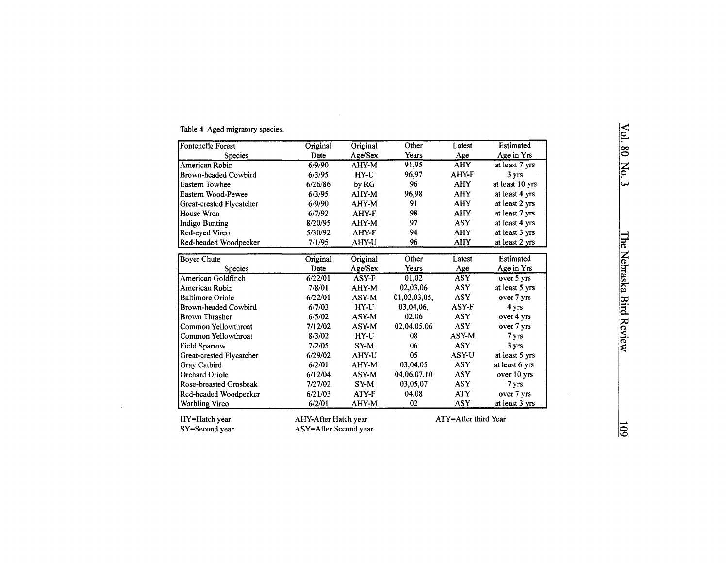Table 4 Aged migratory species.

| Fontenelle Forest Species | Original Date | Original Age/Sex | Other Years | Latest Age | Estimated Age in Yrs |
|---|---|---|---|---|---|
| American Robin | 6/9/90 | AHY-M | 91,95 | AHY | at least 7 yrs |
| Brown-headed Cowbird | 6/3/95 | HY-U | 96,97 | AHY-F | 3 yrs |
| Eastern Towhee | 6/26/86 | by RG | 96 | AHY | at least 10 yrs |
| Eastern Wood-Pewee | 6/3/95 | AHY-M | 96,98 | AHY | at least 4 yrs |
| Great-crested Flycatcher | 6/9/90 | AHY-M | 91 | AHY | at least 2 yrs |
| House Wren | 6/7/92 | AHY-F | 98 | AHY | at least 7 yrs |
| Indigo Bunting | 8/20/95 | AHY-M | 97 | ASY | at least 4 yrs |
| Red-eyed Vireo | 5/30/92 | AHY-F | 94 | AHY | at least 3 yrs |
| Red-headed Woodpecker | 7/1/95 | AHY-U | 96 | AHY | at least 2 yrs |

| Boyer Chute Species | Original Date | Original Age/Sex | Other Years | Latest Age | Estimated Age in Yrs |
|---|---|---|---|---|---|
| American Goldfinch | 6/22/01 | ASY-F | 01,02 | ASY | over 5 yrs |
| American Robin | 7/8/01 | AHY-M | 02,03,06 | ASY | at least 5 yrs |
| Baltimore Oriole | 6/22/01 | ASY-M | 01,02,03,05, | ASY | over 7 yrs |
| Brown-headed Cowbird | 6/7/03 | HY-U | 03,04,06, | ASY-F | 4 yrs |
| Brown Thrasher | 6/5/02 | ASY-M | 02,06 | ASY | over 4 yrs |
| Common Yellowthroat | 7/12/02 | ASY-M | 02,04,05,06 | ASY | over 7 yrs |
| Common Yellowthroat | 8/3/02 | HY-U | 08 | ASY-M | 7 yrs |
| Field Sparrow | 7/2/05 | SY-M | 06 | ASY | 3 yrs |
| Great-crested Flycatcher | 6/29/02 | AHY-U | 05 | ASY-U | at least 5 yrs |
| Gray Catbird | 6/2/01 | AHY-M | 03,04,05 | ASY | at least 6 yrs |
| Orchard Oriole | 6/12/04 | ASY-M | 04,06,07,10 | ASY | over 10 yrs |
| Rose-breasted Grosbeak | 7/27/02 | SY-M | 03,05,07 | ASY | 7 yrs |
| Red-headed Woodpecker | 6/21/03 | ATY-F | 04,08 | ATY | over 7 yrs |
| Warbling Vireo | 6/2/01 | AHY-M | 02 | ASY | at least 3 yrs |

HY=Hatch year
SY=Second year
AHY-After Hatch year
ASY=After Second year
ATY=After third Year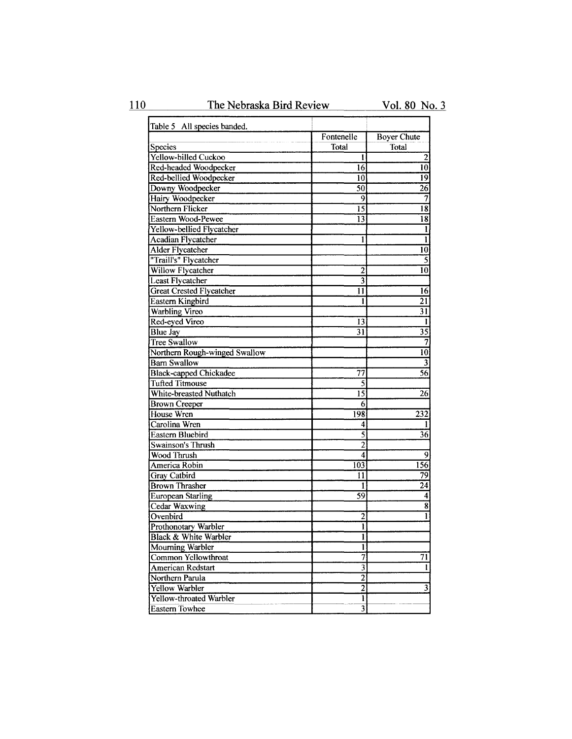| Table 5 All species banded. | | |
|---|---|---|
| | Fontenelle | Boyer Chute |
| Species | Total | Total |
| Yellow-billed Cuckoo | 1 | 2 |
| Red-headed Woodpecker | 16 | 10 |
| Red-bellied Woodpecker | 10 | 19 |
| Downy Woodpecker | 50 | 26 |
| Hairy Woodpecker | 9 | 7 |
| Northern Flicker | 15 | 18 |
| Eastern Wood-Pewee | 13 | 18 |
| Yellow-bellied Flycatcher | | 1 |
| Acadian Flycatcher | 1 | 1 |
| Alder Flycatcher | | 10 |
| "Traill's" Flycatcher | | 5 |
| Willow Flycatcher | 2 | 10 |
| Least Flycatcher | 3 | |
| Great Crested Flycatcher | 11 | 16 |
| Eastern Kingbird | 1 | 21 |
| Warbling Vireo | | 31 |
| Red-eyed Vireo | 13 | 1 |
| Blue Jay | 31 | 35 |
| Tree Swallow | | 7 |
| Northern Rough-winged Swallow | | 10 |
| Barn Swallow | | 3 |
| Black-capped Chickadee | 77 | 56 |
| Tufted Titmouse | 5 | |
| White-breasted Nuthatch | 15 | 26 |
| Brown Creeper | 6 | |
| House Wren | 198 | 232 |
| Carolina Wren | 4 | 1 |
| Eastern Bluebird | 5 | 36 |
| Swainson's Thrush | 2 | |
| Wood Thrush | 4 | 9 |
| America Robin | 103 | 156 |
| Gray Catbird | 11 | 79 |
| Brown Thrasher | 1 | 24 |
| European Starling | 59 | 4 |
| Cedar Waxwing | | 8 |
| Ovenbird | 2 | 1 |
| Prothonotary Warbler | 1 | |
| Black & White Warbler | 1 | |
| Mourning Warbler | 1 | |
| Common Yellowthroat | 7 | 71 |
| American Redstart | 3 | 1 |
| Northern Parula | 2 | |
| Yellow Warbler | 2 | 3 |
| Yellow-throated Warbler | 1 | |
| Eastern Towhee | 3 | |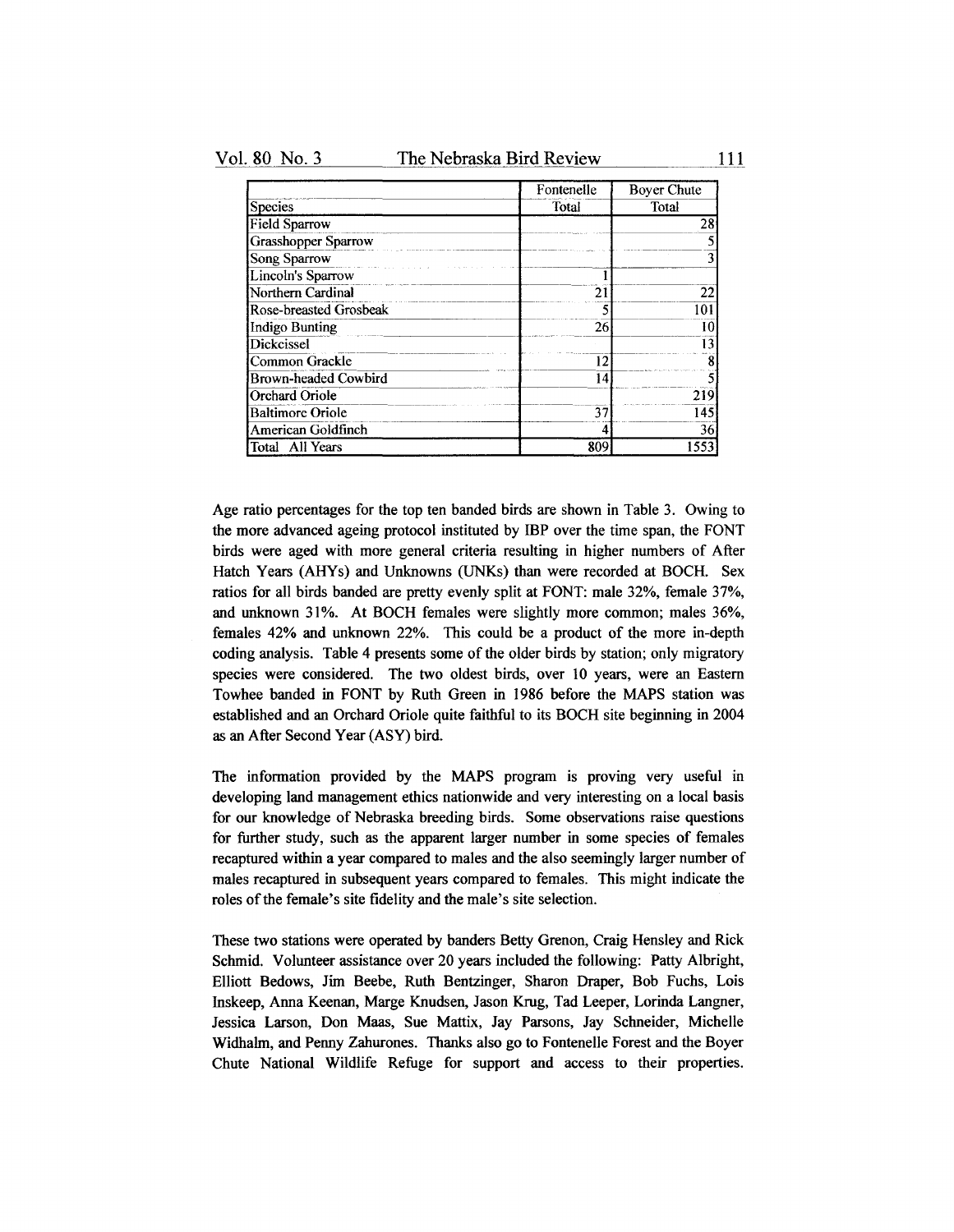| Species | Fontenelle Total | Boyer Chute Total |
|---|---|---|
| Field Sparrow | | 28 |
| Grasshopper Sparrow | | 5 |
| Song Sparrow | | 3 |
| Lincoln's Sparrow | 1 | |
| Northern Cardinal | 21 | 22 |
| Rose-breasted Grosbeak | 5 | 101 |
| Indigo Bunting | 26 | 10 |
| Dickcissel | | 13 |
| Common Grackle | 12 | 8 |
| Brown-headed Cowbird | 14 | 5 |
| Orchard Oriole | | 219 |
| Baltimore Oriole | 37 | 145 |
| American Goldfinch | 4 | 36 |
| Total All Years | 809 | 1553 |

Age ratio percentages for the top ten banded birds are shown in Table 3. Owing to the more advanced ageing protocol instituted by IBP over the time span, the FONT birds were aged with more general criteria resulting in higher numbers of After Hatch Years (AHYs) and Unknowns (UNKs) than were recorded at BOCH. Sex ratios for all birds banded are pretty evenly split at FONT: male 32%, female 37%, and unknown 31%. At BOCH females were slightly more common; males 36%, females 42% and unknown 22%. This could be a product of the more in-depth coding analysis. Table 4 presents some of the older birds by station; only migratory species were considered. The two oldest birds, over 10 years, were an Eastern Towhee banded in FONT by Ruth Green in 1986 before the MAPS station was established and an Orchard Oriole quite faithful to its BOCH site beginning in 2004 as an After Second Year (ASY) bird.

The information provided by the MAPS program is proving very useful in developing land management ethics nationwide and very interesting on a local basis for our knowledge of Nebraska breeding birds. Some observations raise questions for further study, such as the apparent larger number in some species of females recaptured within a year compared to males and the also seemingly larger number of males recaptured in subsequent years compared to females. This might indicate the roles of the female's site fidelity and the male's site selection.

These two stations were operated by banders Betty Grenon, Craig Hensley and Rick Schmid. Volunteer assistance over 20 years included the following: Patty Albright, Elliott Bedows, Jim Beebe, Ruth Bentzinger, Sharon Draper, Bob Fuchs, Lois Inskeep, Anna Keenan, Marge Knudsen, Jason Krug, Tad Leeper, Lorinda Langner, Jessica Larson, Don Maas, Sue Mattix, Jay Parsons, Jay Schneider, Michelle Widhalm, and Penny Zahurones. Thanks also go to Fontenelle Forest and the Boyer Chute National Wildlife Refuge for support and access to their properties.